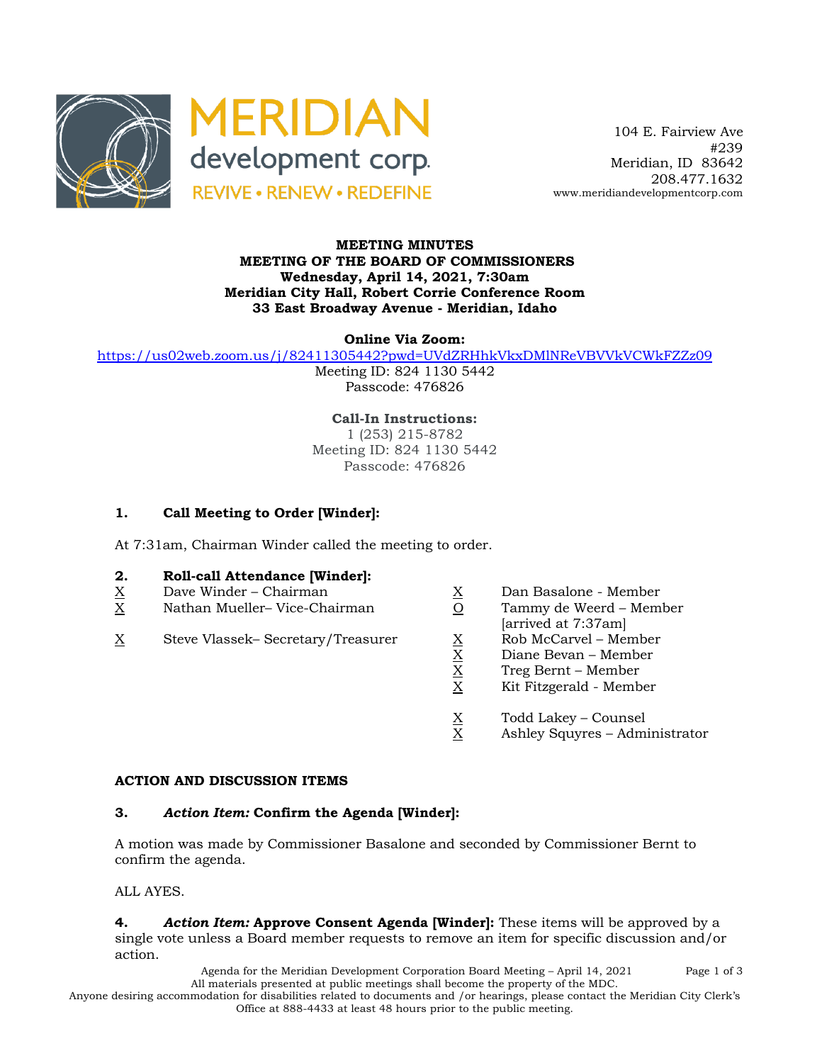MERIDIAN development corp.
REVIVE • RENEW • REDEFINE

104 E. Fairview Ave
#239
Meridian, ID 83642
208.477.1632
www.meridiandevelopmentcorp.com

**MEETING MINUTES**
**MEETING OF THE BOARD OF COMMISSIONERS**
**Wednesday, April 14, 2021, 7:30am**
**Meridian City Hall, Robert Corrie Conference Room**
**33 East Broadway Avenue - Meridian, Idaho**

**Online Via Zoom:**
https://us02web.zoom.us/j/82411305442?pwd=UVdZRHhkVkxDMlNReVBVVkVCWkFZZz09
Meeting ID: 824 1130 5442
Passcode: 476826

**Call-In Instructions:**
1 (253) 215-8782
Meeting ID: 824 1130 5442
Passcode: 476826

### 1. Call Meeting to Order [Winder]:

At 7:31am, Chairman Winder called the meeting to order.

### 2. Roll-call Attendance [Winder]:

X Dave Winder – Chairman
X Nathan Mueller– Vice-Chairman
X Steve Vlassek– Secretary/Treasurer
X Dan Basalone - Member
O Tammy de Weerd – Member [arrived at 7:37am]
X Rob McCarvel – Member
X Diane Bevan – Member
X Treg Bernt – Member
X Kit Fitzgerald - Member

X Todd Lakey – Counsel
X Ashley Squyres – Administrator

**ACTION AND DISCUSSION ITEMS**

### 3. *Action Item:* Confirm the Agenda [Winder]:

A motion was made by Commissioner Basalone and seconded by Commissioner Bernt to confirm the agenda.

ALL AYES.

**4. *Action Item:* Approve Consent Agenda [Winder]:** These items will be approved by a single vote unless a Board member requests to remove an item for specific discussion and/or action.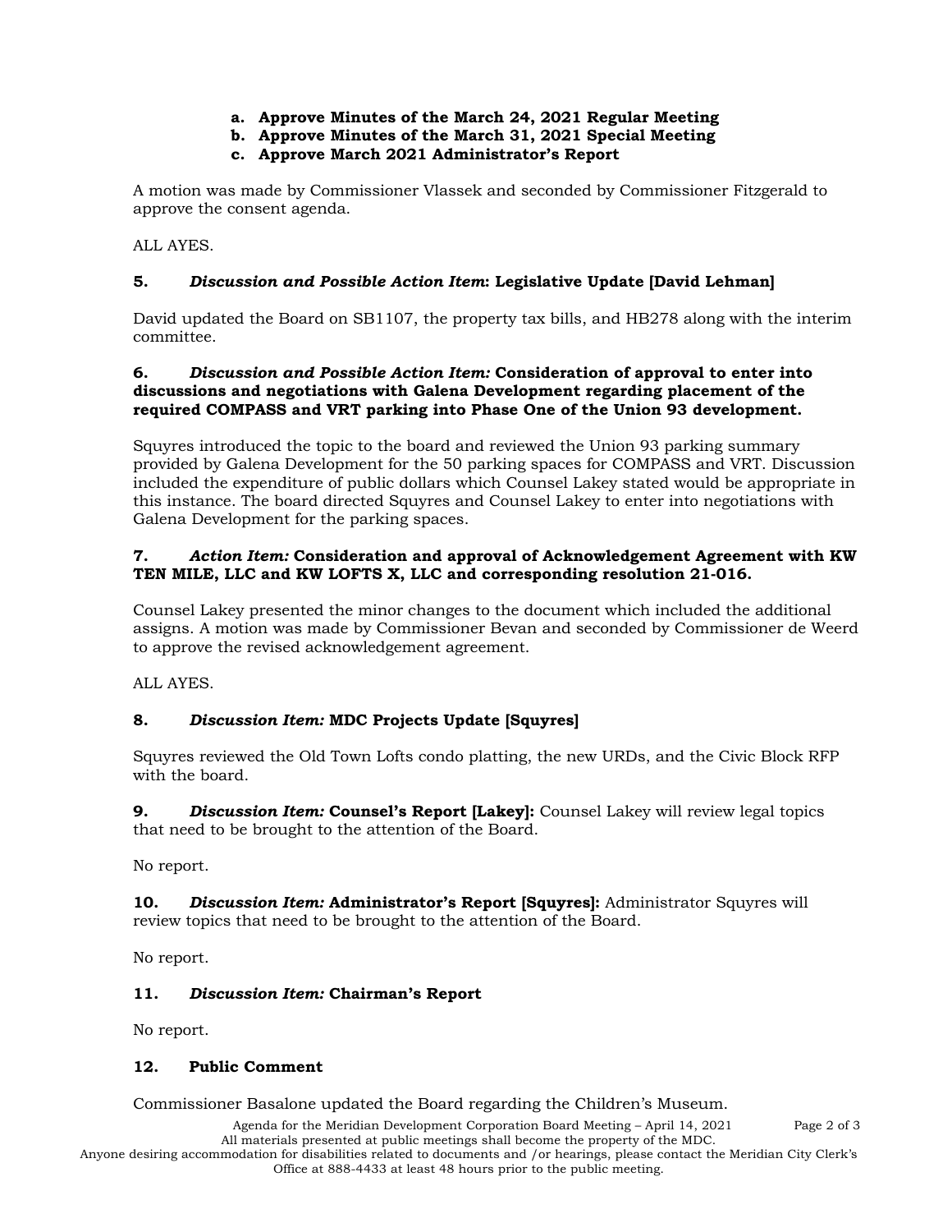a. **Approve Minutes of the March 24, 2021 Regular Meeting**
b. **Approve Minutes of the March 31, 2021 Special Meeting**
c. **Approve March 2021 Administrator's Report**

A motion was made by Commissioner Vlassek and seconded by Commissioner Fitzgerald to approve the consent agenda.

ALL AYES.

**5.** ***Discussion and Possible Action Item*: Legislative Update [David Lehman]**

David updated the Board on SB1107, the property tax bills, and HB278 along with the interim committee.

**6.** ***Discussion and Possible Action Item:* Consideration of approval to enter into discussions and negotiations with Galena Development regarding placement of the required COMPASS and VRT parking into Phase One of the Union 93 development.**

Squyres introduced the topic to the board and reviewed the Union 93 parking summary provided by Galena Development for the 50 parking spaces for COMPASS and VRT. Discussion included the expenditure of public dollars which Counsel Lakey stated would be appropriate in this instance. The board directed Squyres and Counsel Lakey to enter into negotiations with Galena Development for the parking spaces.

**7.** ***Action Item:* Consideration and approval of Acknowledgement Agreement with KW TEN MILE, LLC and KW LOFTS X, LLC and corresponding resolution 21-016.**

Counsel Lakey presented the minor changes to the document which included the additional assigns. A motion was made by Commissioner Bevan and seconded by Commissioner de Weerd to approve the revised acknowledgement agreement.

ALL AYES.

**8.** ***Discussion Item:* MDC Projects Update [Squyres]**

Squyres reviewed the Old Town Lofts condo platting, the new URDs, and the Civic Block RFP with the board.

**9.** ***Discussion Item:* Counsel's Report [Lakey]:** Counsel Lakey will review legal topics that need to be brought to the attention of the Board.

No report.

**10.** ***Discussion Item:* Administrator's Report [Squyres]:** Administrator Squyres will review topics that need to be brought to the attention of the Board.

No report.

**11.** ***Discussion Item:* Chairman's Report**

No report.

**12. Public Comment**

Commissioner Basalone updated the Board regarding the Children's Museum.

All materials presented at public meetings shall become the property of the MDC.
Anyone desiring accommodation for disabilities related to documents and /or hearings, please contact the Meridian City Clerk's Office at 888-4433 at least 48 hours prior to the public meeting.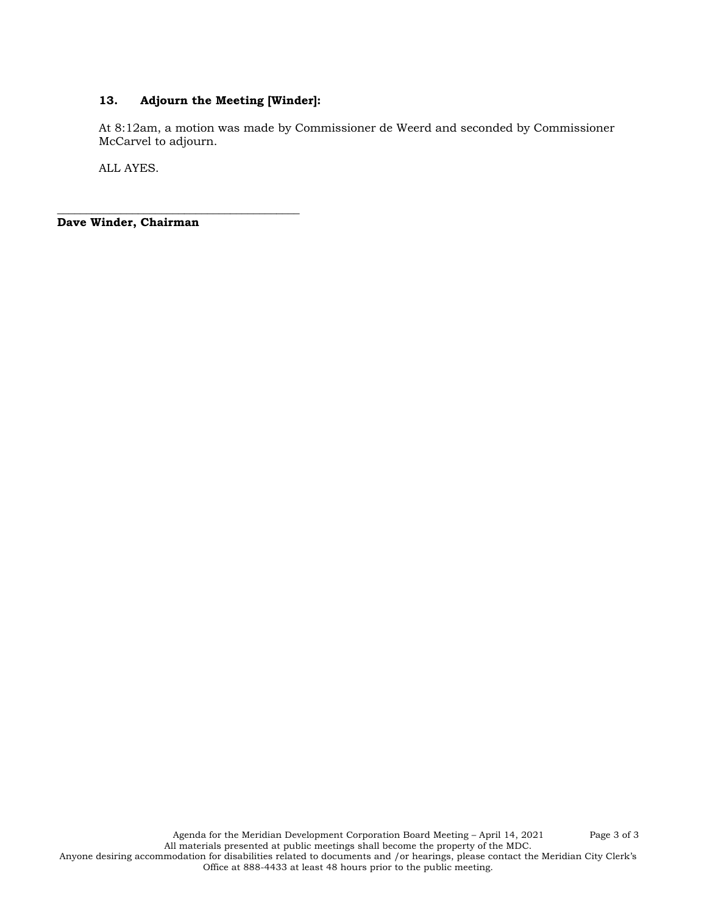### 13. Adjourn the Meeting [Winder]:

At 8:12am, a motion was made by Commissioner de Weerd and seconded by Commissioner McCarvel to adjourn.

ALL AYES.

\_\_\_\_\_\_\_\_\_\_\_\_\_\_\_\_\_\_\_\_\_\_\_\_\_\_\_\_\_\_\_\_\_\_\_\_\_\_\_\_\_\_\_\_

**Dave Winder, Chairman**